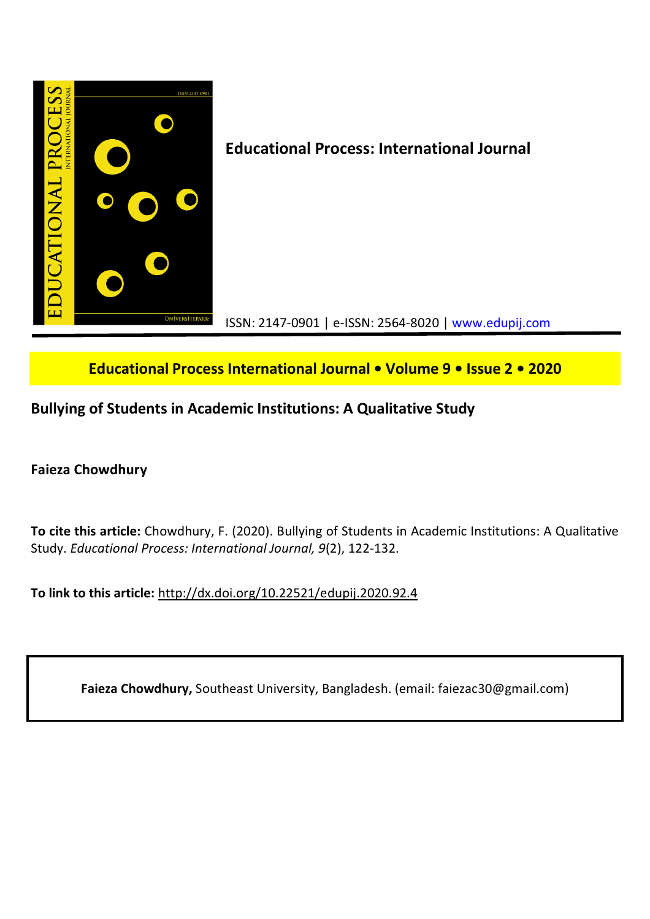**Educational Process: International Journal**

ISSN: 2147-0901 | e-ISSN: 2564-8020 | www.edupij.com

**Educational Process International Journal • Volume 9 • Issue 2 • 2020**

# Bullying of Students in Academic Institutions: A Qualitative Study

**Faieza Chowdhury**

**To cite this article:** Chowdhury, F. (2020). Bullying of Students in Academic Institutions: A Qualitative Study. *Educational Process: International Journal, 9*(2), 122-132.

**To link to this article:** http://dx.doi.org/10.22521/edupij.2020.92.4

**Faieza Chowdhury,** Southeast University, Bangladesh. (email: faiezac30@gmail.com)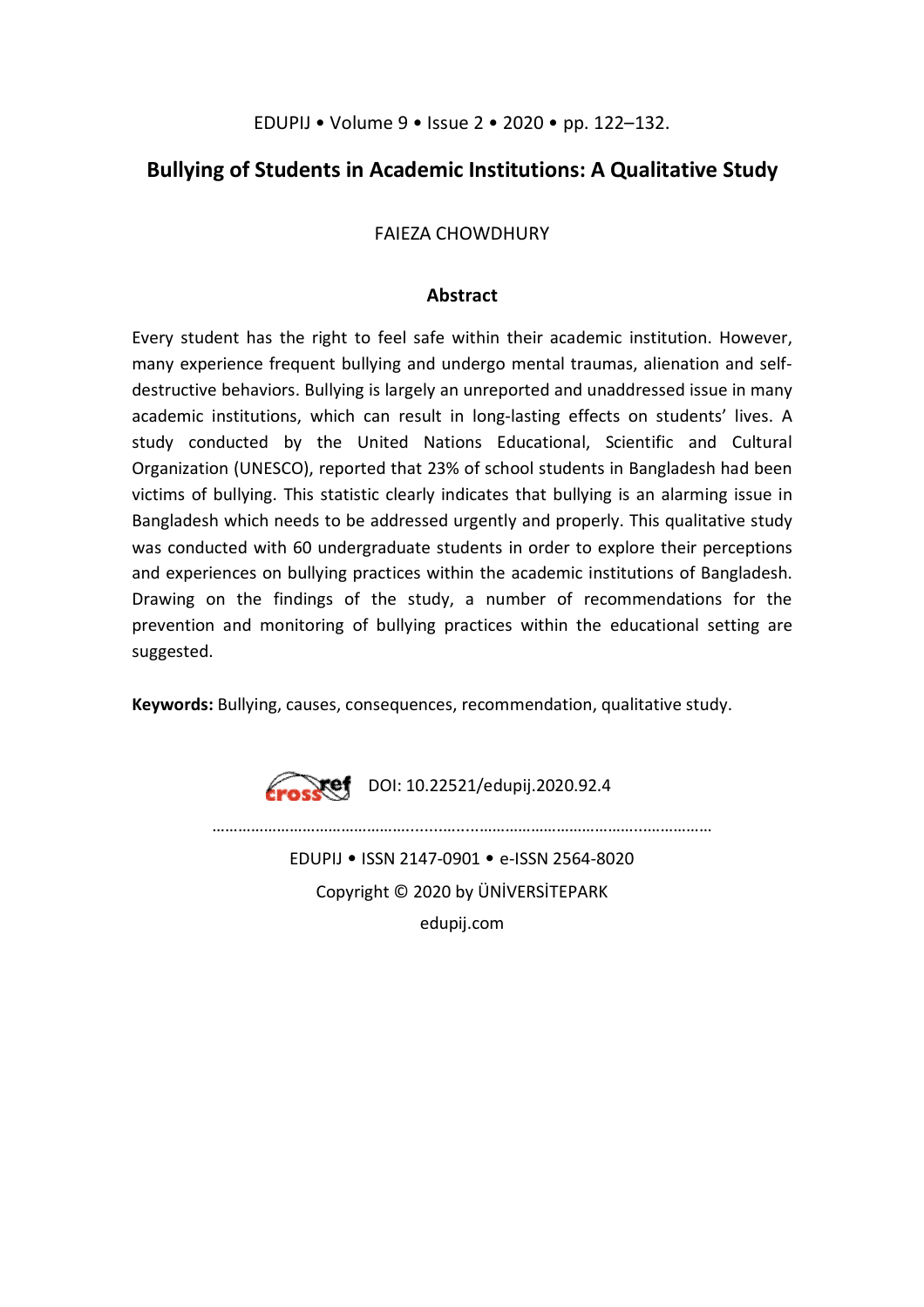# Bullying of Students in Academic Institutions: A Qualitative Study

FAIEZA CHOWDHURY

## Abstract

Every student has the right to feel safe within their academic institution. However, many experience frequent bullying and undergo mental traumas, alienation and self-destructive behaviors. Bullying is largely an unreported and unaddressed issue in many academic institutions, which can result in long-lasting effects on students' lives. A study conducted by the United Nations Educational, Scientific and Cultural Organization (UNESCO), reported that 23% of school students in Bangladesh had been victims of bullying. This statistic clearly indicates that bullying is an alarming issue in Bangladesh which needs to be addressed urgently and properly. This qualitative study was conducted with 60 undergraduate students in order to explore their perceptions and experiences on bullying practices within the academic institutions of Bangladesh. Drawing on the findings of the study, a number of recommendations for the prevention and monitoring of bullying practices within the educational setting are suggested.

**Keywords:** Bullying, causes, consequences, recommendation, qualitative study.

DOI: 10.22521/edupij.2020.92.4

EDUPIJ • ISSN 2147-0901 • e-ISSN 2564-8020

Copyright © 2020 by ÜNİVERSİTEPARK

edupij.com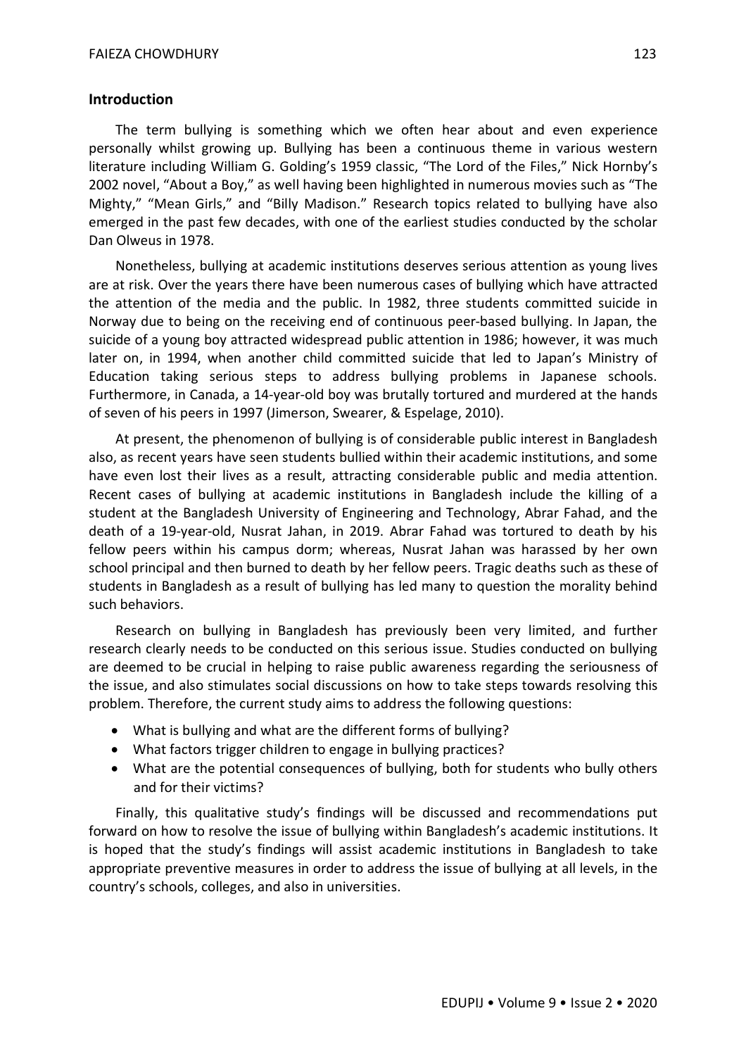## Introduction

The term bullying is something which we often hear about and even experience personally whilst growing up. Bullying has been a continuous theme in various western literature including William G. Golding's 1959 classic, "The Lord of the Files," Nick Hornby's 2002 novel, "About a Boy," as well having been highlighted in numerous movies such as "The Mighty," "Mean Girls," and "Billy Madison." Research topics related to bullying have also emerged in the past few decades, with one of the earliest studies conducted by the scholar Dan Olweus in 1978.

Nonetheless, bullying at academic institutions deserves serious attention as young lives are at risk. Over the years there have been numerous cases of bullying which have attracted the attention of the media and the public. In 1982, three students committed suicide in Norway due to being on the receiving end of continuous peer-based bullying. In Japan, the suicide of a young boy attracted widespread public attention in 1986; however, it was much later on, in 1994, when another child committed suicide that led to Japan's Ministry of Education taking serious steps to address bullying problems in Japanese schools. Furthermore, in Canada, a 14-year-old boy was brutally tortured and murdered at the hands of seven of his peers in 1997 (Jimerson, Swearer, & Espelage, 2010).

At present, the phenomenon of bullying is of considerable public interest in Bangladesh also, as recent years have seen students bullied within their academic institutions, and some have even lost their lives as a result, attracting considerable public and media attention. Recent cases of bullying at academic institutions in Bangladesh include the killing of a student at the Bangladesh University of Engineering and Technology, Abrar Fahad, and the death of a 19-year-old, Nusrat Jahan, in 2019. Abrar Fahad was tortured to death by his fellow peers within his campus dorm; whereas, Nusrat Jahan was harassed by her own school principal and then burned to death by her fellow peers. Tragic deaths such as these of students in Bangladesh as a result of bullying has led many to question the morality behind such behaviors.

Research on bullying in Bangladesh has previously been very limited, and further research clearly needs to be conducted on this serious issue. Studies conducted on bullying are deemed to be crucial in helping to raise public awareness regarding the seriousness of the issue, and also stimulates social discussions on how to take steps towards resolving this problem. Therefore, the current study aims to address the following questions:

- What is bullying and what are the different forms of bullying?
- What factors trigger children to engage in bullying practices?
- What are the potential consequences of bullying, both for students who bully others and for their victims?

Finally, this qualitative study's findings will be discussed and recommendations put forward on how to resolve the issue of bullying within Bangladesh's academic institutions. It is hoped that the study's findings will assist academic institutions in Bangladesh to take appropriate preventive measures in order to address the issue of bullying at all levels, in the country's schools, colleges, and also in universities.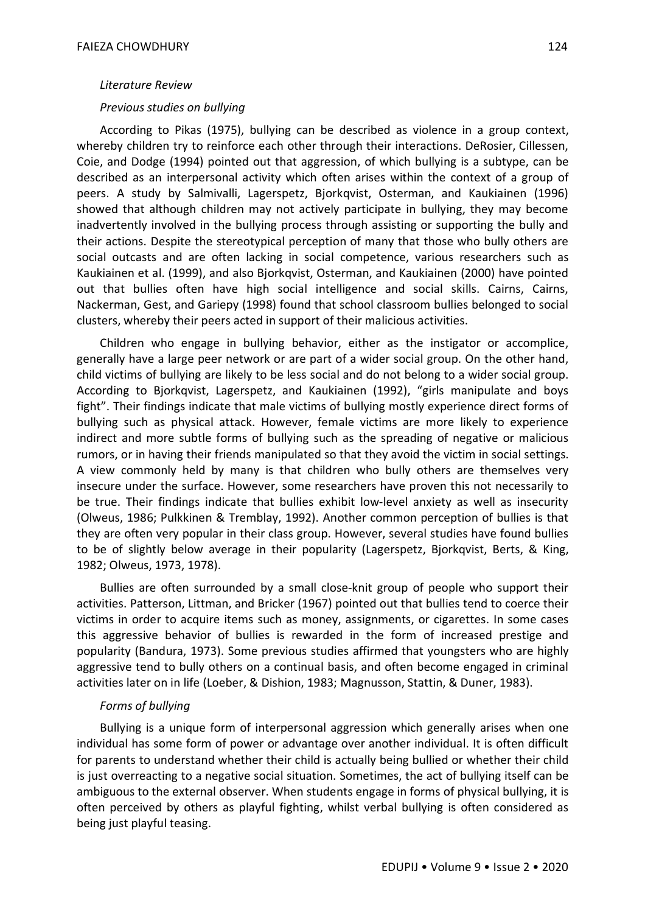*Literature Review*

*Previous studies on bullying*

According to Pikas (1975), bullying can be described as violence in a group context, whereby children try to reinforce each other through their interactions. DeRosier, Cillessen, Coie, and Dodge (1994) pointed out that aggression, of which bullying is a subtype, can be described as an interpersonal activity which often arises within the context of a group of peers. A study by Salmivalli, Lagerspetz, Bjorkqvist, Osterman, and Kaukiainen (1996) showed that although children may not actively participate in bullying, they may become inadvertently involved in the bullying process through assisting or supporting the bully and their actions. Despite the stereotypical perception of many that those who bully others are social outcasts and are often lacking in social competence, various researchers such as Kaukiainen et al. (1999), and also Bjorkqvist, Osterman, and Kaukiainen (2000) have pointed out that bullies often have high social intelligence and social skills. Cairns, Cairns, Nackerman, Gest, and Gariepy (1998) found that school classroom bullies belonged to social clusters, whereby their peers acted in support of their malicious activities.

Children who engage in bullying behavior, either as the instigator or accomplice, generally have a large peer network or are part of a wider social group. On the other hand, child victims of bullying are likely to be less social and do not belong to a wider social group. According to Bjorkqvist, Lagerspetz, and Kaukiainen (1992), "girls manipulate and boys fight". Their findings indicate that male victims of bullying mostly experience direct forms of bullying such as physical attack. However, female victims are more likely to experience indirect and more subtle forms of bullying such as the spreading of negative or malicious rumors, or in having their friends manipulated so that they avoid the victim in social settings. A view commonly held by many is that children who bully others are themselves very insecure under the surface. However, some researchers have proven this not necessarily to be true. Their findings indicate that bullies exhibit low-level anxiety as well as insecurity (Olweus, 1986; Pulkkinen & Tremblay, 1992). Another common perception of bullies is that they are often very popular in their class group. However, several studies have found bullies to be of slightly below average in their popularity (Lagerspetz, Bjorkqvist, Berts, & King, 1982; Olweus, 1973, 1978).

Bullies are often surrounded by a small close-knit group of people who support their activities. Patterson, Littman, and Bricker (1967) pointed out that bullies tend to coerce their victims in order to acquire items such as money, assignments, or cigarettes. In some cases this aggressive behavior of bullies is rewarded in the form of increased prestige and popularity (Bandura, 1973). Some previous studies affirmed that youngsters who are highly aggressive tend to bully others on a continual basis, and often become engaged in criminal activities later on in life (Loeber, & Dishion, 1983; Magnusson, Stattin, & Duner, 1983).

*Forms of bullying*

Bullying is a unique form of interpersonal aggression which generally arises when one individual has some form of power or advantage over another individual. It is often difficult for parents to understand whether their child is actually being bullied or whether their child is just overreacting to a negative social situation. Sometimes, the act of bullying itself can be ambiguous to the external observer. When students engage in forms of physical bullying, it is often perceived by others as playful fighting, whilst verbal bullying is often considered as being just playful teasing.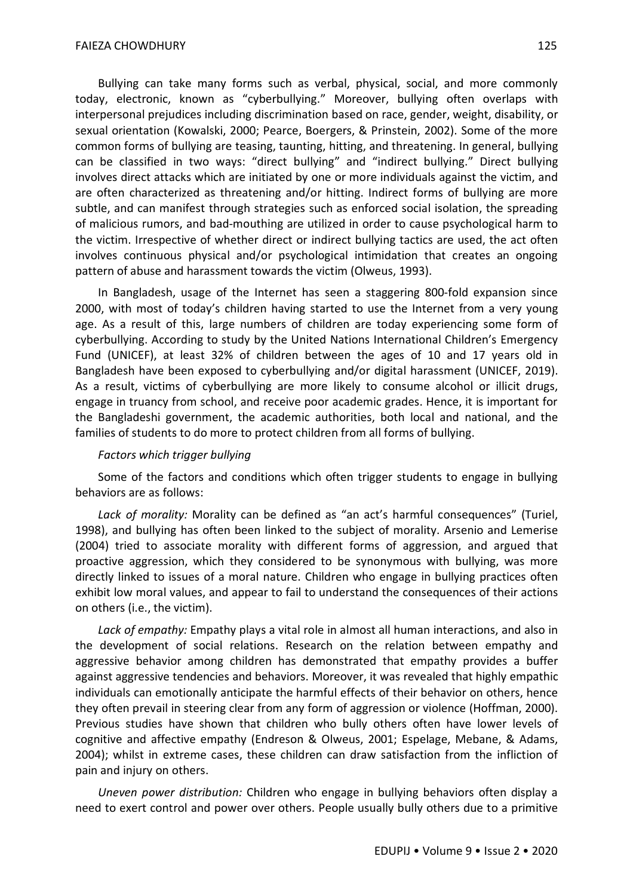Bullying can take many forms such as verbal, physical, social, and more commonly today, electronic, known as "cyberbullying." Moreover, bullying often overlaps with interpersonal prejudices including discrimination based on race, gender, weight, disability, or sexual orientation (Kowalski, 2000; Pearce, Boergers, & Prinstein, 2002). Some of the more common forms of bullying are teasing, taunting, hitting, and threatening. In general, bullying can be classified in two ways: "direct bullying" and "indirect bullying." Direct bullying involves direct attacks which are initiated by one or more individuals against the victim, and are often characterized as threatening and/or hitting. Indirect forms of bullying are more subtle, and can manifest through strategies such as enforced social isolation, the spreading of malicious rumors, and bad-mouthing are utilized in order to cause psychological harm to the victim. Irrespective of whether direct or indirect bullying tactics are used, the act often involves continuous physical and/or psychological intimidation that creates an ongoing pattern of abuse and harassment towards the victim (Olweus, 1993).

In Bangladesh, usage of the Internet has seen a staggering 800-fold expansion since 2000, with most of today's children having started to use the Internet from a very young age. As a result of this, large numbers of children are today experiencing some form of cyberbullying. According to study by the United Nations International Children's Emergency Fund (UNICEF), at least 32% of children between the ages of 10 and 17 years old in Bangladesh have been exposed to cyberbullying and/or digital harassment (UNICEF, 2019). As a result, victims of cyberbullying are more likely to consume alcohol or illicit drugs, engage in truancy from school, and receive poor academic grades. Hence, it is important for the Bangladeshi government, the academic authorities, both local and national, and the families of students to do more to protect children from all forms of bullying.

*Factors which trigger bullying*

Some of the factors and conditions which often trigger students to engage in bullying behaviors are as follows:

*Lack of morality:* Morality can be defined as "an act's harmful consequences" (Turiel, 1998), and bullying has often been linked to the subject of morality. Arsenio and Lemerise (2004) tried to associate morality with different forms of aggression, and argued that proactive aggression, which they considered to be synonymous with bullying, was more directly linked to issues of a moral nature. Children who engage in bullying practices often exhibit low moral values, and appear to fail to understand the consequences of their actions on others (i.e., the victim).

*Lack of empathy:* Empathy plays a vital role in almost all human interactions, and also in the development of social relations. Research on the relation between empathy and aggressive behavior among children has demonstrated that empathy provides a buffer against aggressive tendencies and behaviors. Moreover, it was revealed that highly empathic individuals can emotionally anticipate the harmful effects of their behavior on others, hence they often prevail in steering clear from any form of aggression or violence (Hoffman, 2000). Previous studies have shown that children who bully others often have lower levels of cognitive and affective empathy (Endreson & Olweus, 2001; Espelage, Mebane, & Adams, 2004); whilst in extreme cases, these children can draw satisfaction from the infliction of pain and injury on others.

*Uneven power distribution:* Children who engage in bullying behaviors often display a need to exert control and power over others. People usually bully others due to a primitive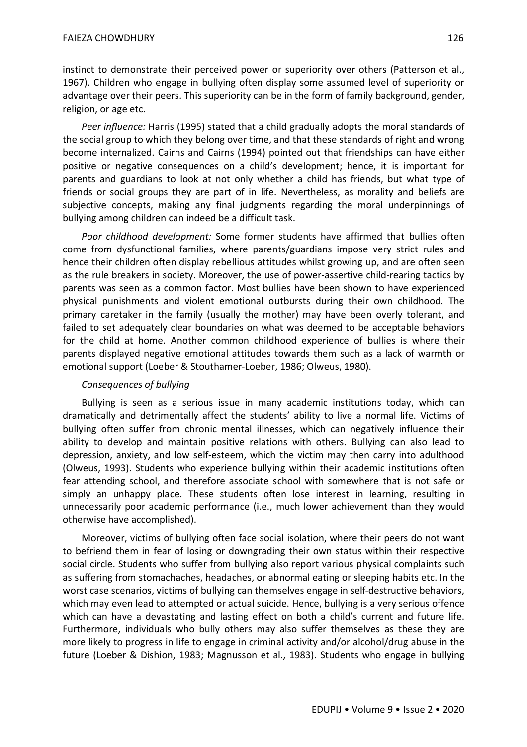instinct to demonstrate their perceived power or superiority over others (Patterson et al., 1967). Children who engage in bullying often display some assumed level of superiority or advantage over their peers. This superiority can be in the form of family background, gender, religion, or age etc.

*Peer influence:* Harris (1995) stated that a child gradually adopts the moral standards of the social group to which they belong over time, and that these standards of right and wrong become internalized. Cairns and Cairns (1994) pointed out that friendships can have either positive or negative consequences on a child's development; hence, it is important for parents and guardians to look at not only whether a child has friends, but what type of friends or social groups they are part of in life. Nevertheless, as morality and beliefs are subjective concepts, making any final judgments regarding the moral underpinnings of bullying among children can indeed be a difficult task.

*Poor childhood development:* Some former students have affirmed that bullies often come from dysfunctional families, where parents/guardians impose very strict rules and hence their children often display rebellious attitudes whilst growing up, and are often seen as the rule breakers in society. Moreover, the use of power-assertive child-rearing tactics by parents was seen as a common factor. Most bullies have been shown to have experienced physical punishments and violent emotional outbursts during their own childhood. The primary caretaker in the family (usually the mother) may have been overly tolerant, and failed to set adequately clear boundaries on what was deemed to be acceptable behaviors for the child at home. Another common childhood experience of bullies is where their parents displayed negative emotional attitudes towards them such as a lack of warmth or emotional support (Loeber & Stouthamer-Loeber, 1986; Olweus, 1980).

### *Consequences of bullying*

Bullying is seen as a serious issue in many academic institutions today, which can dramatically and detrimentally affect the students' ability to live a normal life. Victims of bullying often suffer from chronic mental illnesses, which can negatively influence their ability to develop and maintain positive relations with others. Bullying can also lead to depression, anxiety, and low self-esteem, which the victim may then carry into adulthood (Olweus, 1993). Students who experience bullying within their academic institutions often fear attending school, and therefore associate school with somewhere that is not safe or simply an unhappy place. These students often lose interest in learning, resulting in unnecessarily poor academic performance (i.e., much lower achievement than they would otherwise have accomplished).

Moreover, victims of bullying often face social isolation, where their peers do not want to befriend them in fear of losing or downgrading their own status within their respective social circle. Students who suffer from bullying also report various physical complaints such as suffering from stomachaches, headaches, or abnormal eating or sleeping habits etc. In the worst case scenarios, victims of bullying can themselves engage in self-destructive behaviors, which may even lead to attempted or actual suicide. Hence, bullying is a very serious offence which can have a devastating and lasting effect on both a child's current and future life. Furthermore, individuals who bully others may also suffer themselves as these they are more likely to progress in life to engage in criminal activity and/or alcohol/drug abuse in the future (Loeber & Dishion, 1983; Magnusson et al., 1983). Students who engage in bullying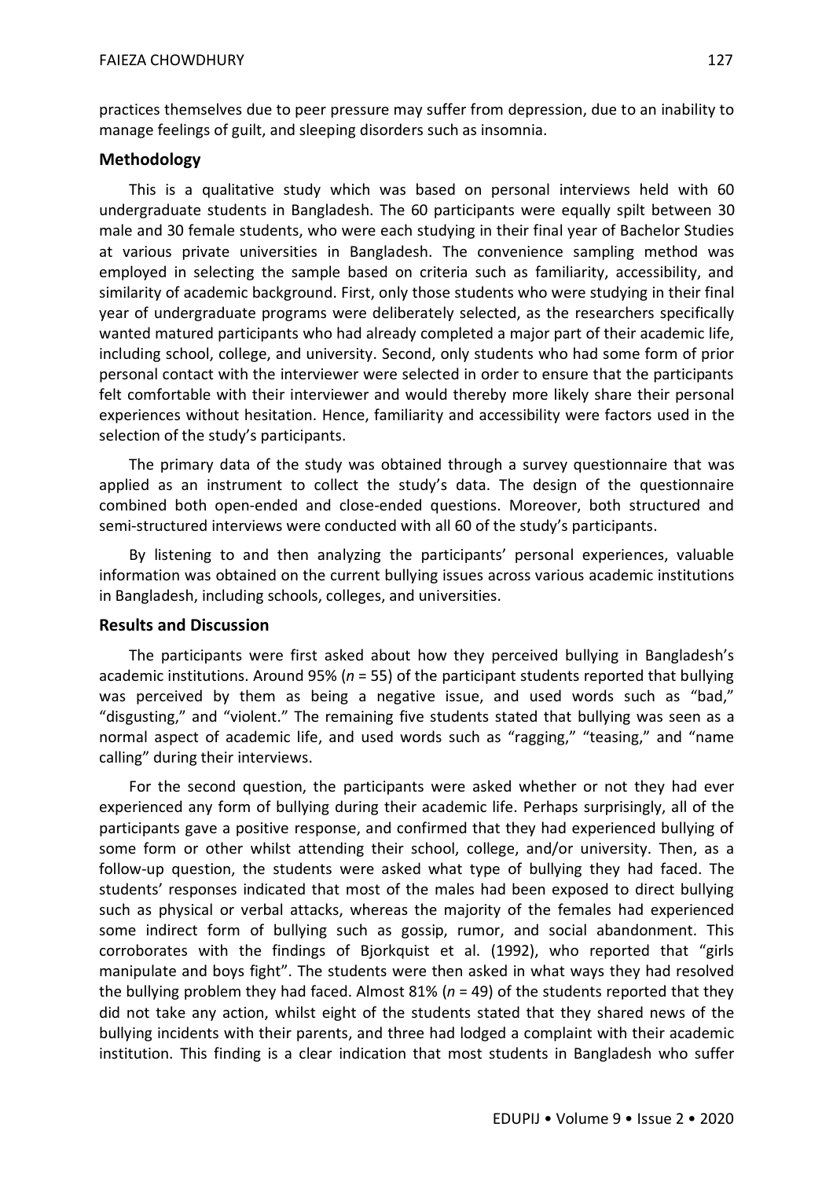practices themselves due to peer pressure may suffer from depression, due to an inability to manage feelings of guilt, and sleeping disorders such as insomnia.

## Methodology

This is a qualitative study which was based on personal interviews held with 60 undergraduate students in Bangladesh. The 60 participants were equally spilt between 30 male and 30 female students, who were each studying in their final year of Bachelor Studies at various private universities in Bangladesh. The convenience sampling method was employed in selecting the sample based on criteria such as familiarity, accessibility, and similarity of academic background. First, only those students who were studying in their final year of undergraduate programs were deliberately selected, as the researchers specifically wanted matured participants who had already completed a major part of their academic life, including school, college, and university. Second, only students who had some form of prior personal contact with the interviewer were selected in order to ensure that the participants felt comfortable with their interviewer and would thereby more likely share their personal experiences without hesitation. Hence, familiarity and accessibility were factors used in the selection of the study's participants.

The primary data of the study was obtained through a survey questionnaire that was applied as an instrument to collect the study's data. The design of the questionnaire combined both open-ended and close-ended questions. Moreover, both structured and semi-structured interviews were conducted with all 60 of the study's participants.

By listening to and then analyzing the participants' personal experiences, valuable information was obtained on the current bullying issues across various academic institutions in Bangladesh, including schools, colleges, and universities.

## Results and Discussion

The participants were first asked about how they perceived bullying in Bangladesh's academic institutions. Around 95% ($n$ = 55) of the participant students reported that bullying was perceived by them as being a negative issue, and used words such as "bad," "disgusting," and "violent." The remaining five students stated that bullying was seen as a normal aspect of academic life, and used words such as "ragging," "teasing," and "name calling" during their interviews.

For the second question, the participants were asked whether or not they had ever experienced any form of bullying during their academic life. Perhaps surprisingly, all of the participants gave a positive response, and confirmed that they had experienced bullying of some form or other whilst attending their school, college, and/or university. Then, as a follow-up question, the students were asked what type of bullying they had faced. The students' responses indicated that most of the males had been exposed to direct bullying such as physical or verbal attacks, whereas the majority of the females had experienced some indirect form of bullying such as gossip, rumor, and social abandonment. This corroborates with the findings of Bjorkquist et al. (1992), who reported that "girls manipulate and boys fight". The students were then asked in what ways they had resolved the bullying problem they had faced. Almost 81% ($n$ = 49) of the students reported that they did not take any action, whilst eight of the students stated that they shared news of the bullying incidents with their parents, and three had lodged a complaint with their academic institution. This finding is a clear indication that most students in Bangladesh who suffer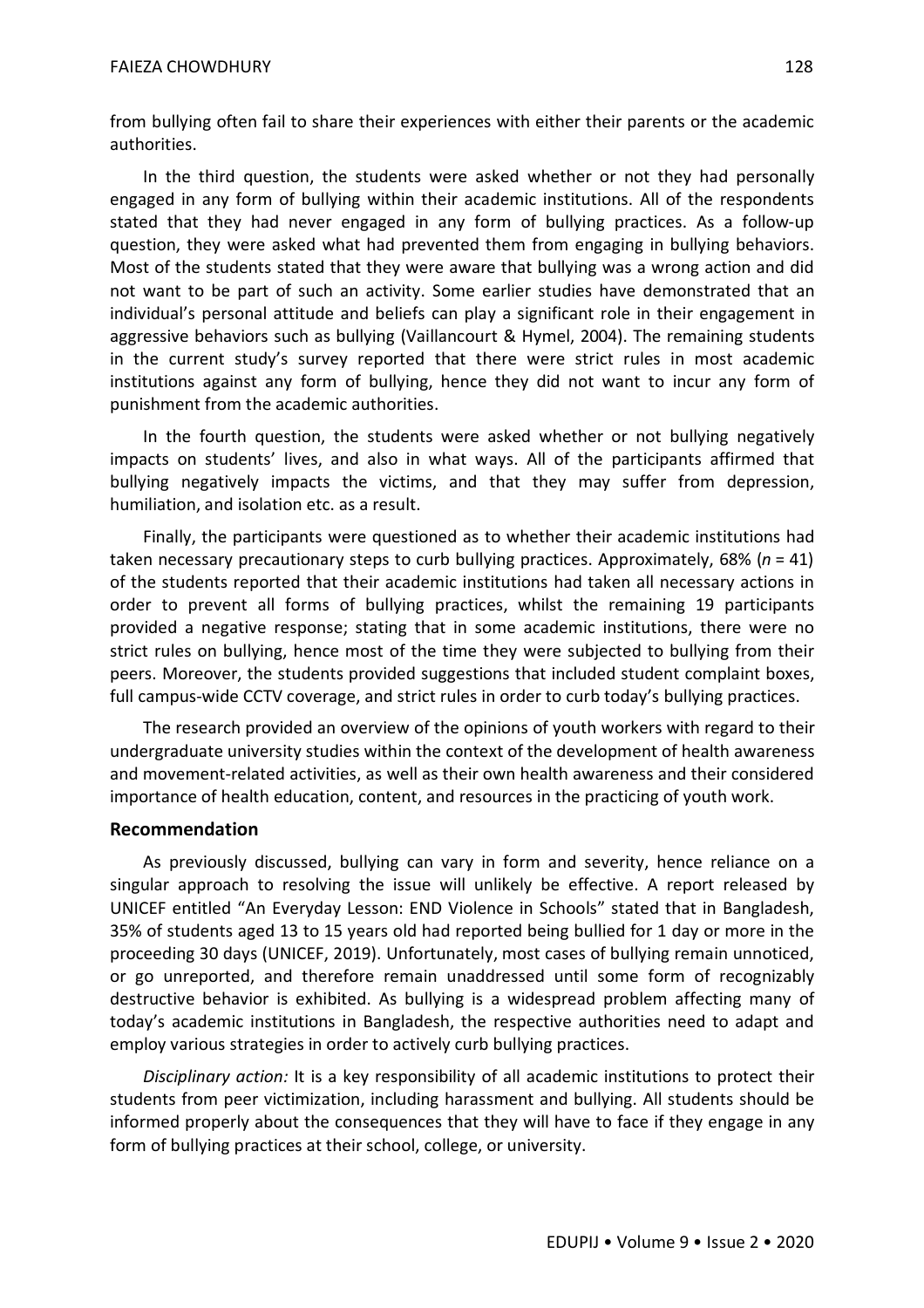from bullying often fail to share their experiences with either their parents or the academic authorities.

In the third question, the students were asked whether or not they had personally engaged in any form of bullying within their academic institutions. All of the respondents stated that they had never engaged in any form of bullying practices. As a follow-up question, they were asked what had prevented them from engaging in bullying behaviors. Most of the students stated that they were aware that bullying was a wrong action and did not want to be part of such an activity. Some earlier studies have demonstrated that an individual's personal attitude and beliefs can play a significant role in their engagement in aggressive behaviors such as bullying (Vaillancourt & Hymel, 2004). The remaining students in the current study's survey reported that there were strict rules in most academic institutions against any form of bullying, hence they did not want to incur any form of punishment from the academic authorities.

In the fourth question, the students were asked whether or not bullying negatively impacts on students' lives, and also in what ways. All of the participants affirmed that bullying negatively impacts the victims, and that they may suffer from depression, humiliation, and isolation etc. as a result.

Finally, the participants were questioned as to whether their academic institutions had taken necessary precautionary steps to curb bullying practices. Approximately, 68% ($n$ = 41) of the students reported that their academic institutions had taken all necessary actions in order to prevent all forms of bullying practices, whilst the remaining 19 participants provided a negative response; stating that in some academic institutions, there were no strict rules on bullying, hence most of the time they were subjected to bullying from their peers. Moreover, the students provided suggestions that included student complaint boxes, full campus-wide CCTV coverage, and strict rules in order to curb today's bullying practices.

The research provided an overview of the opinions of youth workers with regard to their undergraduate university studies within the context of the development of health awareness and movement-related activities, as well as their own health awareness and their considered importance of health education, content, and resources in the practicing of youth work.

## Recommendation

As previously discussed, bullying can vary in form and severity, hence reliance on a singular approach to resolving the issue will unlikely be effective. A report released by UNICEF entitled "An Everyday Lesson: END Violence in Schools" stated that in Bangladesh, 35% of students aged 13 to 15 years old had reported being bullied for 1 day or more in the proceeding 30 days (UNICEF, 2019). Unfortunately, most cases of bullying remain unnoticed, or go unreported, and therefore remain unaddressed until some form of recognizably destructive behavior is exhibited. As bullying is a widespread problem affecting many of today's academic institutions in Bangladesh, the respective authorities need to adapt and employ various strategies in order to actively curb bullying practices.

*Disciplinary action:* It is a key responsibility of all academic institutions to protect their students from peer victimization, including harassment and bullying. All students should be informed properly about the consequences that they will have to face if they engage in any form of bullying practices at their school, college, or university.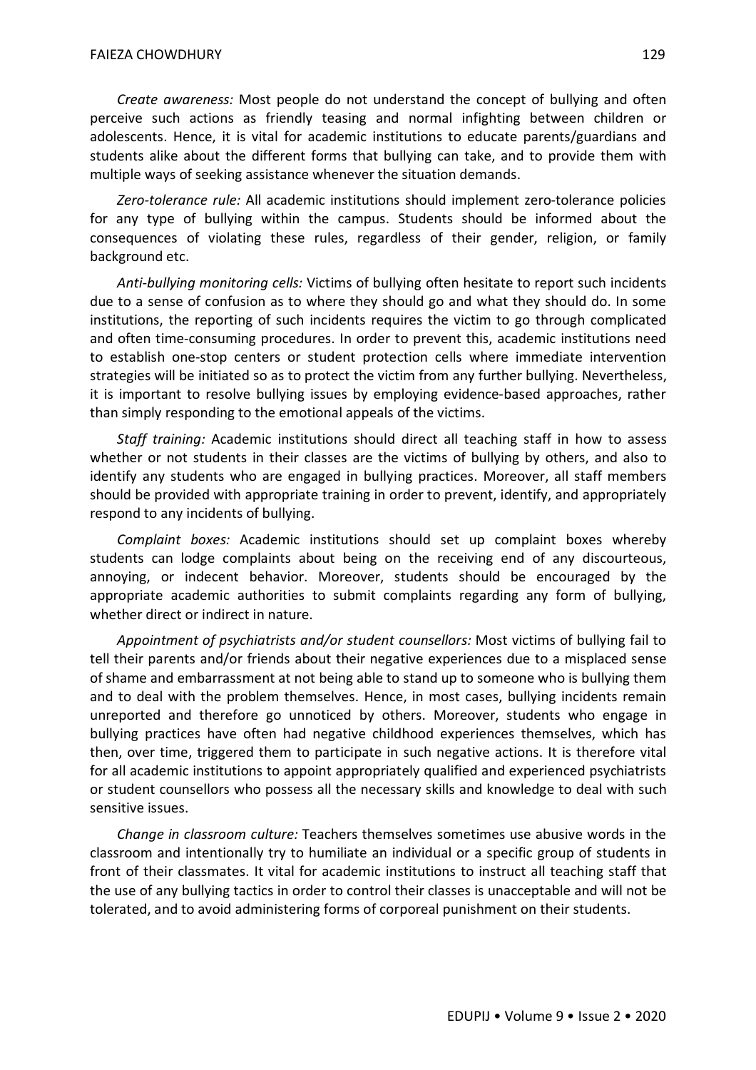*Create awareness:* Most people do not understand the concept of bullying and often perceive such actions as friendly teasing and normal infighting between children or adolescents. Hence, it is vital for academic institutions to educate parents/guardians and students alike about the different forms that bullying can take, and to provide them with multiple ways of seeking assistance whenever the situation demands.

*Zero-tolerance rule:* All academic institutions should implement zero-tolerance policies for any type of bullying within the campus. Students should be informed about the consequences of violating these rules, regardless of their gender, religion, or family background etc.

*Anti-bullying monitoring cells:* Victims of bullying often hesitate to report such incidents due to a sense of confusion as to where they should go and what they should do. In some institutions, the reporting of such incidents requires the victim to go through complicated and often time-consuming procedures. In order to prevent this, academic institutions need to establish one-stop centers or student protection cells where immediate intervention strategies will be initiated so as to protect the victim from any further bullying. Nevertheless, it is important to resolve bullying issues by employing evidence-based approaches, rather than simply responding to the emotional appeals of the victims.

*Staff training:* Academic institutions should direct all teaching staff in how to assess whether or not students in their classes are the victims of bullying by others, and also to identify any students who are engaged in bullying practices. Moreover, all staff members should be provided with appropriate training in order to prevent, identify, and appropriately respond to any incidents of bullying.

*Complaint boxes:* Academic institutions should set up complaint boxes whereby students can lodge complaints about being on the receiving end of any discourteous, annoying, or indecent behavior. Moreover, students should be encouraged by the appropriate academic authorities to submit complaints regarding any form of bullying, whether direct or indirect in nature.

*Appointment of psychiatrists and/or student counsellors:* Most victims of bullying fail to tell their parents and/or friends about their negative experiences due to a misplaced sense of shame and embarrassment at not being able to stand up to someone who is bullying them and to deal with the problem themselves. Hence, in most cases, bullying incidents remain unreported and therefore go unnoticed by others. Moreover, students who engage in bullying practices have often had negative childhood experiences themselves, which has then, over time, triggered them to participate in such negative actions. It is therefore vital for all academic institutions to appoint appropriately qualified and experienced psychiatrists or student counsellors who possess all the necessary skills and knowledge to deal with such sensitive issues.

*Change in classroom culture:* Teachers themselves sometimes use abusive words in the classroom and intentionally try to humiliate an individual or a specific group of students in front of their classmates. It vital for academic institutions to instruct all teaching staff that the use of any bullying tactics in order to control their classes is unacceptable and will not be tolerated, and to avoid administering forms of corporeal punishment on their students.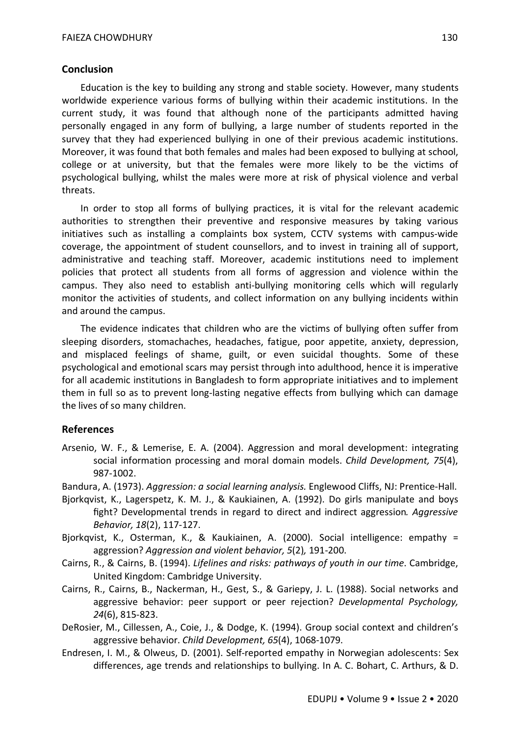## Conclusion

Education is the key to building any strong and stable society. However, many students worldwide experience various forms of bullying within their academic institutions. In the current study, it was found that although none of the participants admitted having personally engaged in any form of bullying, a large number of students reported in the survey that they had experienced bullying in one of their previous academic institutions. Moreover, it was found that both females and males had been exposed to bullying at school, college or at university, but that the females were more likely to be the victims of psychological bullying, whilst the males were more at risk of physical violence and verbal threats.

In order to stop all forms of bullying practices, it is vital for the relevant academic authorities to strengthen their preventive and responsive measures by taking various initiatives such as installing a complaints box system, CCTV systems with campus-wide coverage, the appointment of student counsellors, and to invest in training all of support, administrative and teaching staff. Moreover, academic institutions need to implement policies that protect all students from all forms of aggression and violence within the campus. They also need to establish anti-bullying monitoring cells which will regularly monitor the activities of students, and collect information on any bullying incidents within and around the campus.

The evidence indicates that children who are the victims of bullying often suffer from sleeping disorders, stomachaches, headaches, fatigue, poor appetite, anxiety, depression, and misplaced feelings of shame, guilt, or even suicidal thoughts. Some of these psychological and emotional scars may persist through into adulthood, hence it is imperative for all academic institutions in Bangladesh to form appropriate initiatives and to implement them in full so as to prevent long-lasting negative effects from bullying which can damage the lives of so many children.

## References

Arsenio, W. F., & Lemerise, E. A. (2004). Aggression and moral development: integrating social information processing and moral domain models. *Child Development, 75*(4), 987-1002.

Bandura, A. (1973). *Aggression: a social learning analysis.* Englewood Cliffs, NJ: Prentice-Hall.

Bjorkqvist, K., Lagerspetz, K. M. J., & Kaukiainen, A. (1992). Do girls manipulate and boys fight? Developmental trends in regard to direct and indirect aggression*. Aggressive Behavior, 18*(2), 117-127.

Bjorkqvist, K., Osterman, K., & Kaukiainen, A. (2000). Social intelligence: empathy = aggression? *Aggression and violent behavior, 5*(2)*,* 191-200.

Cairns, R., & Cairns, B. (1994). *Lifelines and risks: pathways of youth in our time*. Cambridge, United Kingdom: Cambridge University.

Cairns, R., Cairns, B., Nackerman, H., Gest, S., & Gariepy, J. L. (1988). Social networks and aggressive behavior: peer support or peer rejection? *Developmental Psychology, 24*(6), 815-823.

DeRosier, M., Cillessen, A., Coie, J., & Dodge, K. (1994). Group social context and children's aggressive behavior. *Child Development, 65*(4), 1068-1079.

Endresen, I. M., & Olweus, D. (2001). Self-reported empathy in Norwegian adolescents: Sex differences, age trends and relationships to bullying. In A. C. Bohart, C. Arthurs, & D.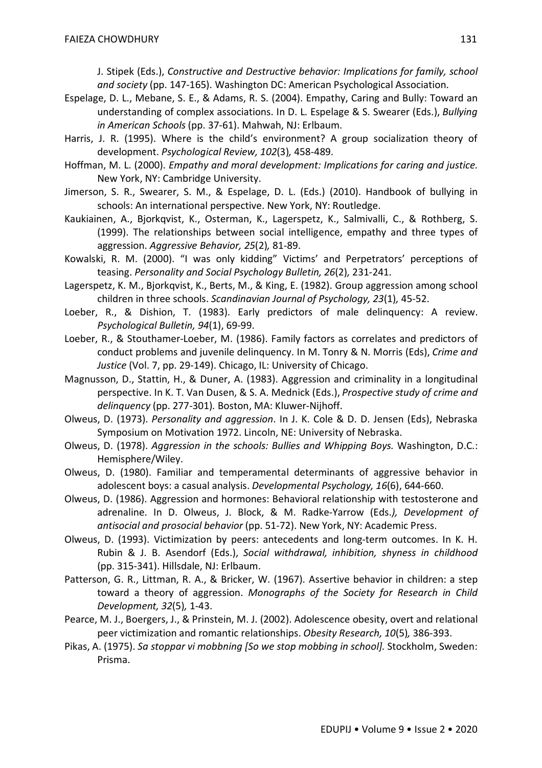J. Stipek (Eds.), *Constructive and Destructive behavior: Implications for family, school and society* (pp. 147-165). Washington DC: American Psychological Association.

Espelage, D. L., Mebane, S. E., & Adams, R. S. (2004). Empathy, Caring and Bully: Toward an understanding of complex associations. In D. L. Espelage & S. Swearer (Eds.), *Bullying in American Schools* (pp. 37-61). Mahwah, NJ: Erlbaum.

Harris, J. R. (1995). Where is the child's environment? A group socialization theory of development. *Psychological Review, 102*(3)*,* 458-489.

Hoffman, M. L. (2000). *Empathy and moral development: Implications for caring and justice.* New York, NY: Cambridge University.

Jimerson, S. R., Swearer, S. M., & Espelage, D. L. (Eds.) (2010). Handbook of bullying in schools: An international perspective. New York, NY: Routledge.

Kaukiainen, A., Bjorkqvist, K., Osterman, K., Lagerspetz, K., Salmivalli, C., & Rothberg, S. (1999). The relationships between social intelligence, empathy and three types of aggression. *Aggressive Behavior, 25*(2)*,* 81-89.

Kowalski, R. M. (2000). "I was only kidding" Victims' and Perpetrators' perceptions of teasing. *Personality and Social Psychology Bulletin, 26*(2)*,* 231-241.

Lagerspetz, K. M., Bjorkqvist, K., Berts, M., & King, E. (1982). Group aggression among school children in three schools. *Scandinavian Journal of Psychology, 23*(1)*,* 45-52.

Loeber, R., & Dishion, T. (1983). Early predictors of male delinquency: A review. *Psychological Bulletin, 94*(1), 69-99.

Loeber, R., & Stouthamer-Loeber, M. (1986). Family factors as correlates and predictors of conduct problems and juvenile delinquency. In M. Tonry & N. Morris (Eds), *Crime and Justice* (Vol. 7, pp. 29-149). Chicago, IL: University of Chicago.

Magnusson, D., Stattin, H., & Duner, A. (1983). Aggression and criminality in a longitudinal perspective. In K. T. Van Dusen, & S. A. Mednick (Eds.), *Prospective study of crime and delinquency* (pp. 277-301)*.* Boston, MA: Kluwer-Nijhoff.

Olweus, D. (1973). *Personality and aggression*. In J. K. Cole & D. D. Jensen (Eds), Nebraska Symposium on Motivation 1972. Lincoln, NE: University of Nebraska.

Olweus, D. (1978). *Aggression in the schools: Bullies and Whipping Boys.* Washington, D.C.: Hemisphere/Wiley.

Olweus, D. (1980). Familiar and temperamental determinants of aggressive behavior in adolescent boys: a casual analysis. *Developmental Psychology, 16*(6), 644-660.

Olweus, D. (1986). Aggression and hormones: Behavioral relationship with testosterone and adrenaline. In D. Olweus, J. Block, & M. Radke-Yarrow (Eds.*), Development of antisocial and prosocial behavior* (pp. 51-72). New York, NY: Academic Press.

Olweus, D. (1993). Victimization by peers: antecedents and long-term outcomes. In K. H. Rubin & J. B. Asendorf (Eds.), *Social withdrawal, inhibition, shyness in childhood* (pp. 315-341). Hillsdale, NJ: Erlbaum.

Patterson, G. R., Littman, R. A., & Bricker, W. (1967). Assertive behavior in children: a step toward a theory of aggression. *Monographs of the Society for Research in Child Development, 32*(5)*,* 1-43.

Pearce, M. J., Boergers, J., & Prinstein, M. J. (2002). Adolescence obesity, overt and relational peer victimization and romantic relationships. *Obesity Research, 10*(5)*,* 386-393.

Pikas, A. (1975). *Sa stoppar vi mobbning [So we stop mobbing in school].* Stockholm, Sweden: Prisma.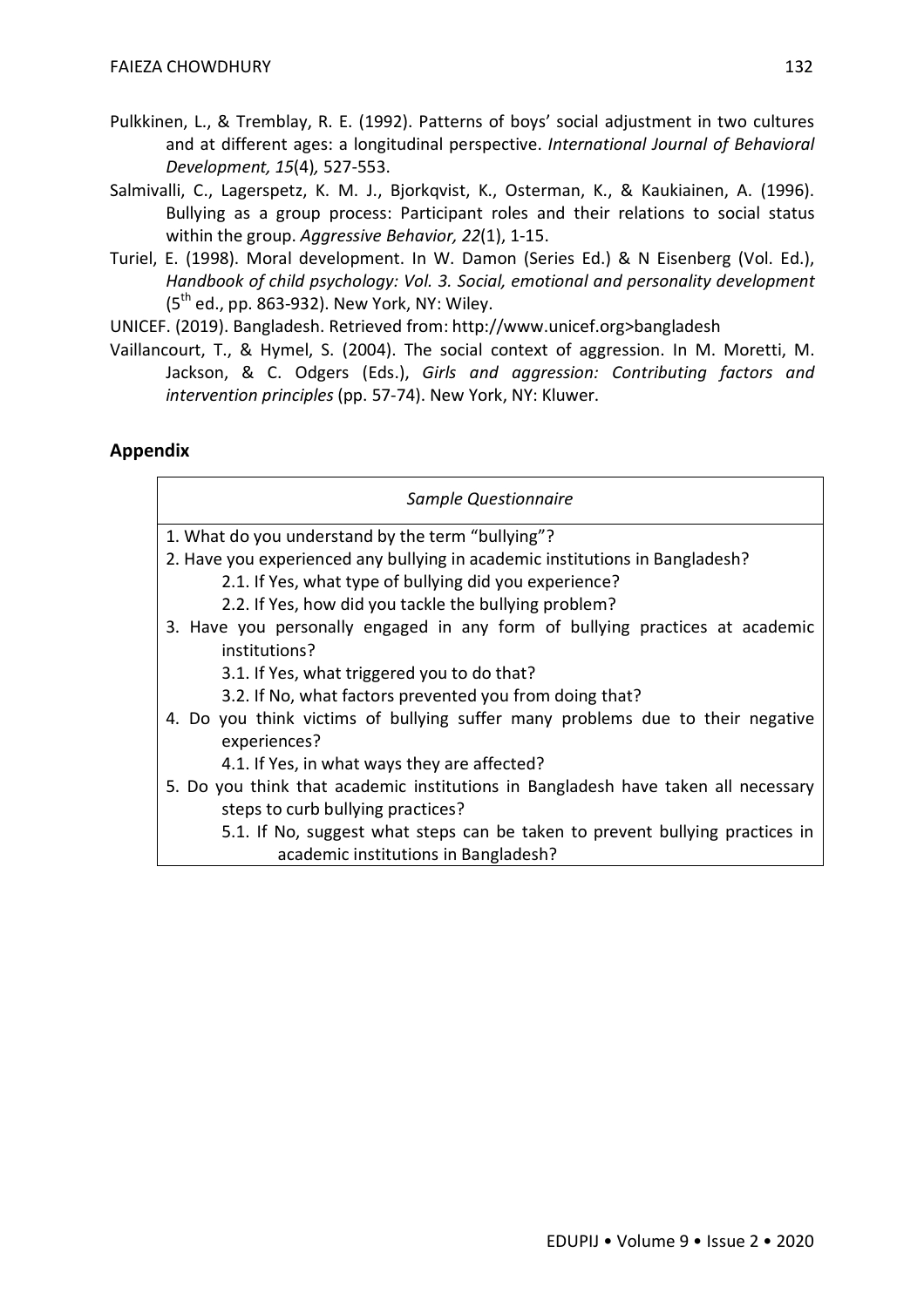Pulkkinen, L., & Tremblay, R. E. (1992). Patterns of boys' social adjustment in two cultures and at different ages: a longitudinal perspective. *International Journal of Behavioral Development, 15*(4), 527-553.

Salmivalli, C., Lagerspetz, K. M. J., Bjorkqvist, K., Osterman, K., & Kaukiainen, A. (1996). Bullying as a group process: Participant roles and their relations to social status within the group. *Aggressive Behavior, 22*(1), 1-15.

Turiel, E. (1998). Moral development. In W. Damon (Series Ed.) & N Eisenberg (Vol. Ed.), *Handbook of child psychology: Vol. 3. Social, emotional and personality development* (5th ed., pp. 863-932). New York, NY: Wiley.

UNICEF. (2019). Bangladesh. Retrieved from: http://www.unicef.org>bangladesh

Vaillancourt, T., & Hymel, S. (2004). The social context of aggression. In M. Moretti, M. Jackson, & C. Odgers (Eds.), *Girls and aggression: Contributing factors and intervention principles* (pp. 57-74). New York, NY: Kluwer.

## Appendix

*Sample Questionnaire*

1. What do you understand by the term "bullying"?
2. Have you experienced any bullying in academic institutions in Bangladesh?
    - 2.1. If Yes, what type of bullying did you experience?
    - 2.2. If Yes, how did you tackle the bullying problem?
3. Have you personally engaged in any form of bullying practices at academic institutions?
    - 3.1. If Yes, what triggered you to do that?
    - 3.2. If No, what factors prevented you from doing that?
4. Do you think victims of bullying suffer many problems due to their negative experiences?
    - 4.1. If Yes, in what ways they are affected?
5. Do you think that academic institutions in Bangladesh have taken all necessary steps to curb bullying practices?
    - 5.1. If No, suggest what steps can be taken to prevent bullying practices in academic institutions in Bangladesh?